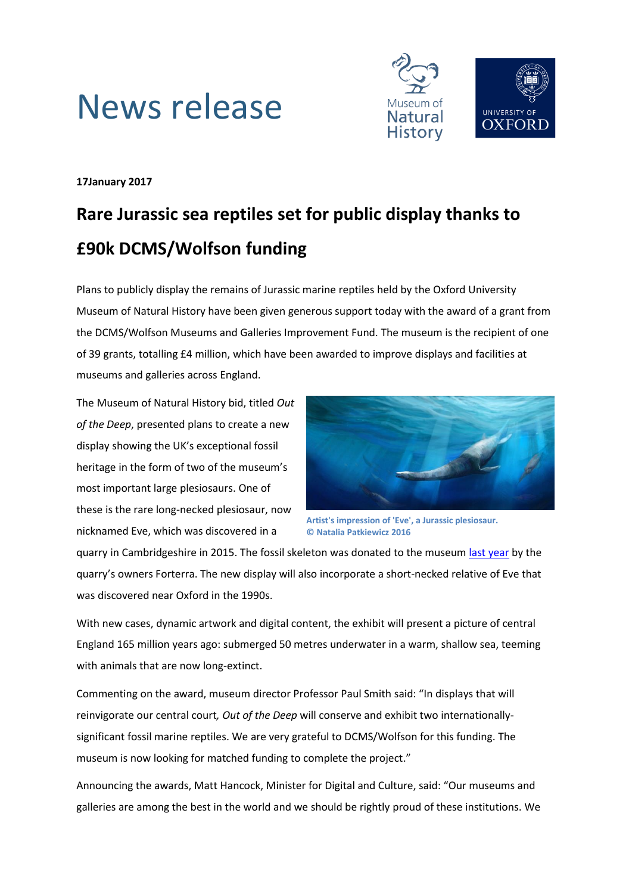# News release

**17January 2017**

## Rare Jurassic sea reptiles set for public display thanks to £90k DCMS/Wolfson funding

Plans to publicly display the remains of Jurassic marine reptiles held by the Oxford University Museum of Natural History have been given generous support today with the award of a grant from the DCMS/Wolfson Museums and Galleries Improvement Fund. The museum is the recipient of one of 39 grants, totalling £4 million, which have been awarded to improve displays and facilities at museums and galleries across England.

The Museum of Natural History bid, titled *Out of the Deep*, presented plans to create a new display showing the UK's exceptional fossil heritage in the form of two of the museum's most important large plesiosaurs. One of these is the rare long-necked plesiosaur, now nicknamed Eve, which was discovered in a quarry in Cambridgeshire in 2015. The fossil skeleton was donated to the museum last year by the quarry's owners Forterra. The new display will also incorporate a short-necked relative of Eve that was discovered near Oxford in the 1990s.

**Artist's impression of 'Eve', a Jurassic plesiosaur. © Natalia Patkiewicz 2016**

With new cases, dynamic artwork and digital content, the exhibit will present a picture of central England 165 million years ago: submerged 50 metres underwater in a warm, shallow sea, teeming with animals that are now long-extinct.

Commenting on the award, museum director Professor Paul Smith said: "In displays that will reinvigorate our central court*, Out of the Deep* will conserve and exhibit two internationally-significant fossil marine reptiles. We are very grateful to DCMS/Wolfson for this funding. The museum is now looking for matched funding to complete the project."

Announcing the awards, Matt Hancock, Minister for Digital and Culture, said: "Our museums and galleries are among the best in the world and we should be rightly proud of these institutions. We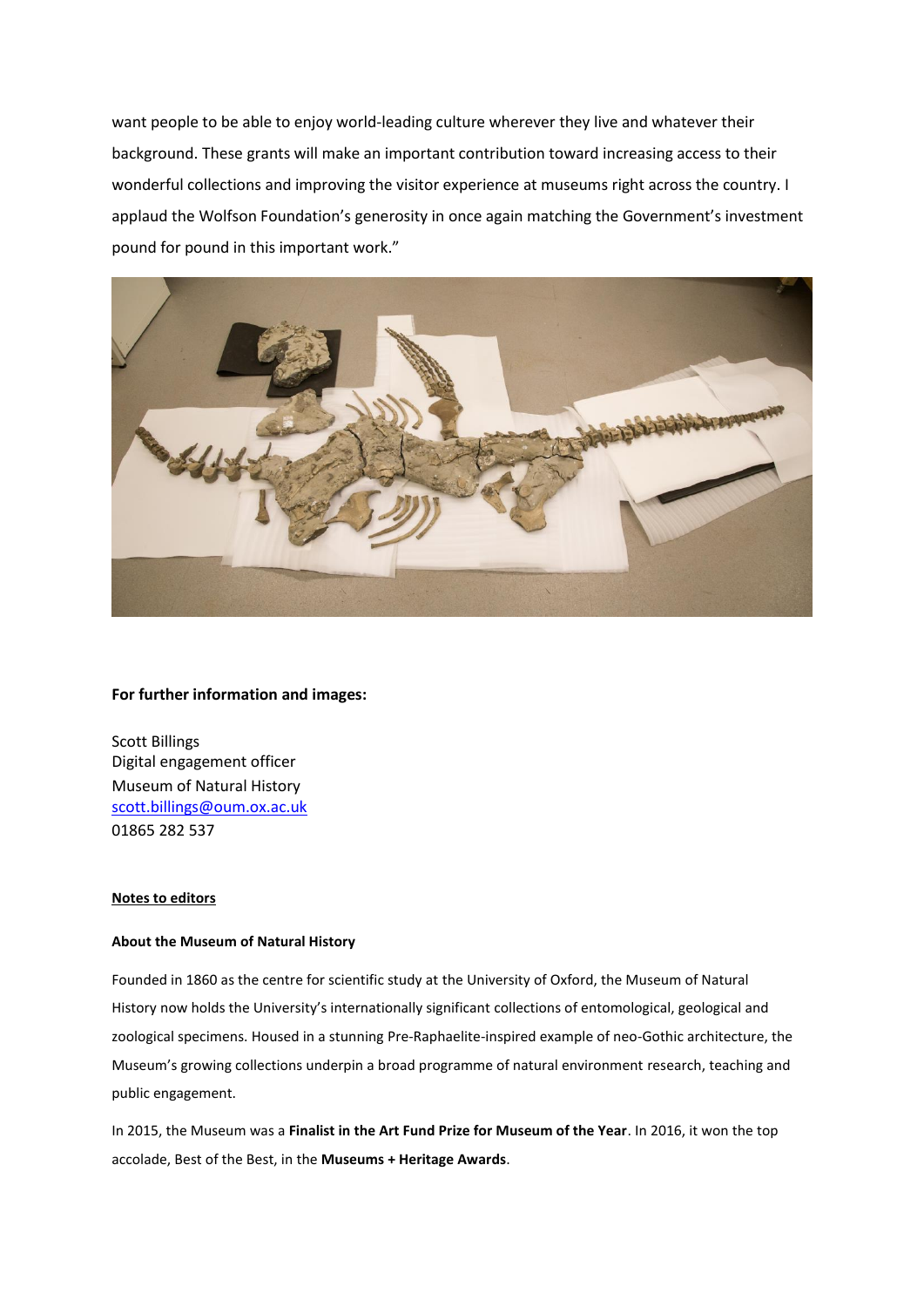want people to be able to enjoy world-leading culture wherever they live and whatever their background. These grants will make an important contribution toward increasing access to their wonderful collections and improving the visitor experience at museums right across the country. I applaud the Wolfson Foundation's generosity in once again matching the Government's investment pound for pound in this important work."

**For further information and images:**

Scott Billings
Digital engagement officer
Museum of Natural History
scott.billings@oum.ox.ac.uk
01865 282 537

**Notes to editors**

**About the Museum of Natural History**

Founded in 1860 as the centre for scientific study at the University of Oxford, the Museum of Natural History now holds the University's internationally significant collections of entomological, geological and zoological specimens. Housed in a stunning Pre-Raphaelite-inspired example of neo-Gothic architecture, the Museum's growing collections underpin a broad programme of natural environment research, teaching and public engagement.

In 2015, the Museum was a **Finalist in the Art Fund Prize for Museum of the Year**. In 2016, it won the top accolade, Best of the Best, in the **Museums + Heritage Awards**.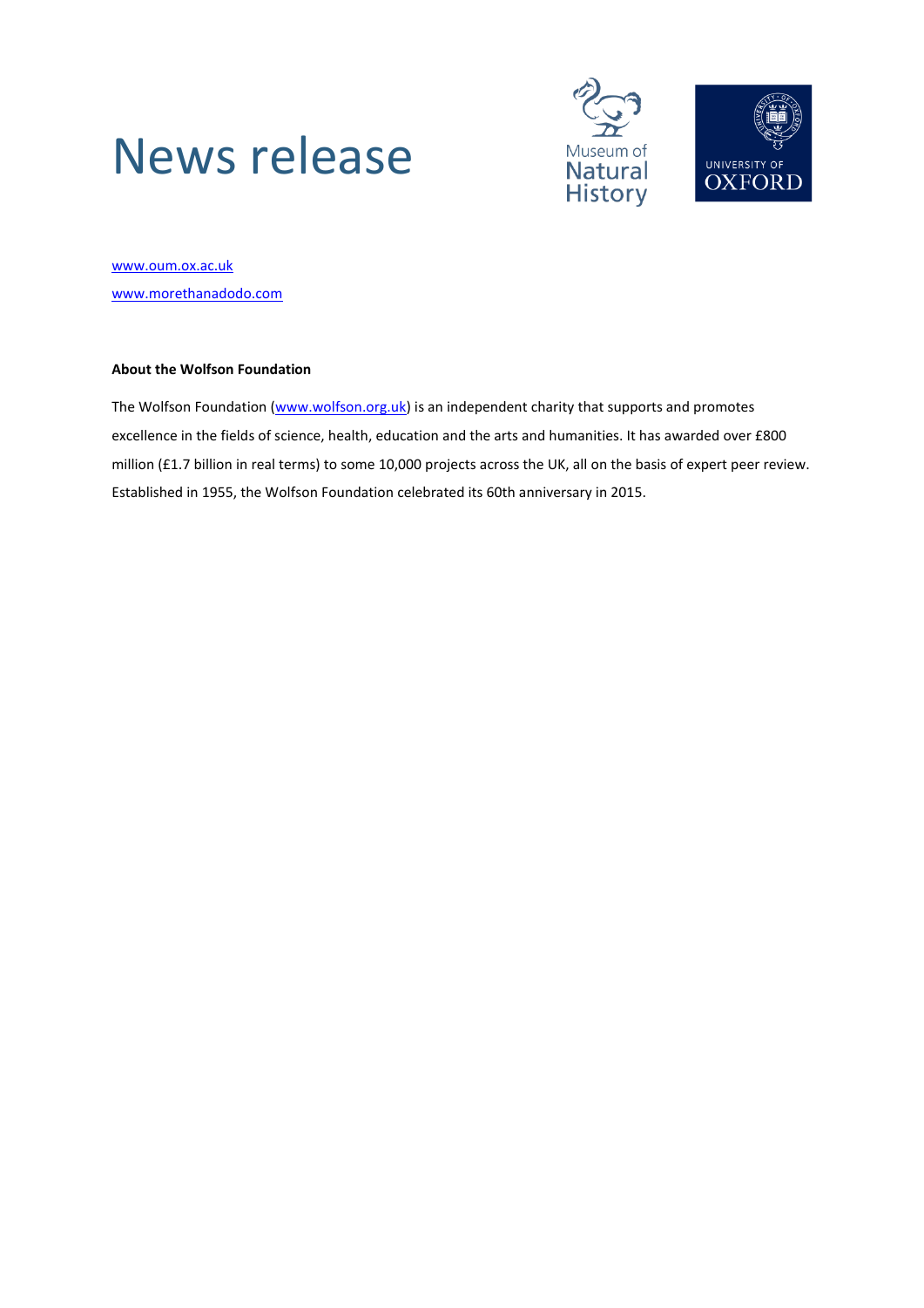# News release

Museum of Natural History

UNIVERSITY OF OXFORD

www.oum.ox.ac.uk

www.morethanadodo.com

**About the Wolfson Foundation**

The Wolfson Foundation (www.wolfson.org.uk) is an independent charity that supports and promotes excellence in the fields of science, health, education and the arts and humanities. It has awarded over £800 million (£1.7 billion in real terms) to some 10,000 projects across the UK, all on the basis of expert peer review. Established in 1955, the Wolfson Foundation celebrated its 60th anniversary in 2015.